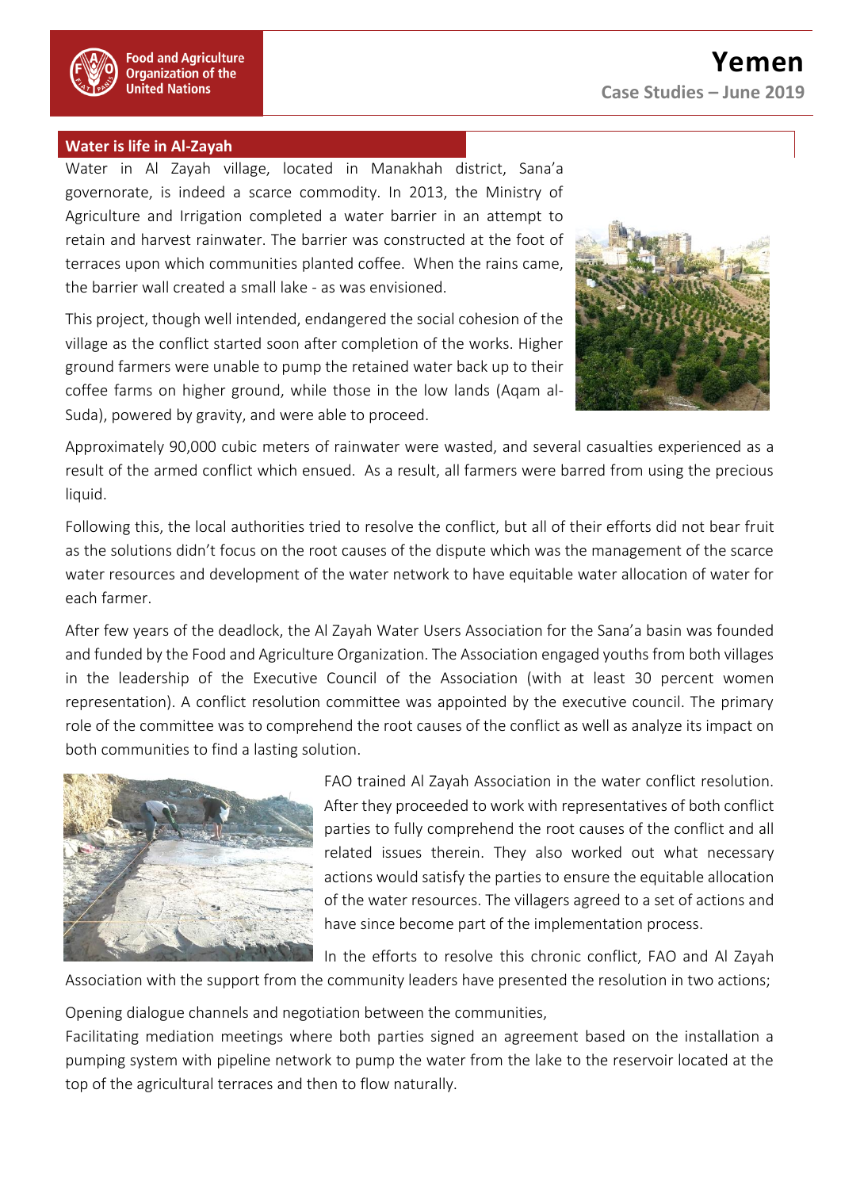Food and Agriculture Organization of the United Nations

# Yemen

Case Studies – June 2019

## Water is life in Al-Zayah

Water in Al Zayah village, located in Manakhah district, Sana'a governorate, is indeed a scarce commodity. In 2013, the Ministry of Agriculture and Irrigation completed a water barrier in an attempt to retain and harvest rainwater. The barrier was constructed at the foot of terraces upon which communities planted coffee. When the rains came, the barrier wall created a small lake - as was envisioned.

This project, though well intended, endangered the social cohesion of the village as the conflict started soon after completion of the works. Higher ground farmers were unable to pump the retained water back up to their coffee farms on higher ground, while those in the low lands (Aqam al-Suda), powered by gravity, and were able to proceed.

Approximately 90,000 cubic meters of rainwater were wasted, and several casualties experienced as a result of the armed conflict which ensued. As a result, all farmers were barred from using the precious liquid.

Following this, the local authorities tried to resolve the conflict, but all of their efforts did not bear fruit as the solutions didn't focus on the root causes of the dispute which was the management of the scarce water resources and development of the water network to have equitable water allocation of water for each farmer.

After few years of the deadlock, the Al Zayah Water Users Association for the Sana'a basin was founded and funded by the Food and Agriculture Organization. The Association engaged youths from both villages in the leadership of the Executive Council of the Association (with at least 30 percent women representation). A conflict resolution committee was appointed by the executive council. The primary role of the committee was to comprehend the root causes of the conflict as well as analyze its impact on both communities to find a lasting solution.

FAO trained Al Zayah Association in the water conflict resolution. After they proceeded to work with representatives of both conflict parties to fully comprehend the root causes of the conflict and all related issues therein. They also worked out what necessary actions would satisfy the parties to ensure the equitable allocation of the water resources. The villagers agreed to a set of actions and have since become part of the implementation process.

In the efforts to resolve this chronic conflict, FAO and Al Zayah Association with the support from the community leaders have presented the resolution in two actions;

Opening dialogue channels and negotiation between the communities,

Facilitating mediation meetings where both parties signed an agreement based on the installation a pumping system with pipeline network to pump the water from the lake to the reservoir located at the top of the agricultural terraces and then to flow naturally.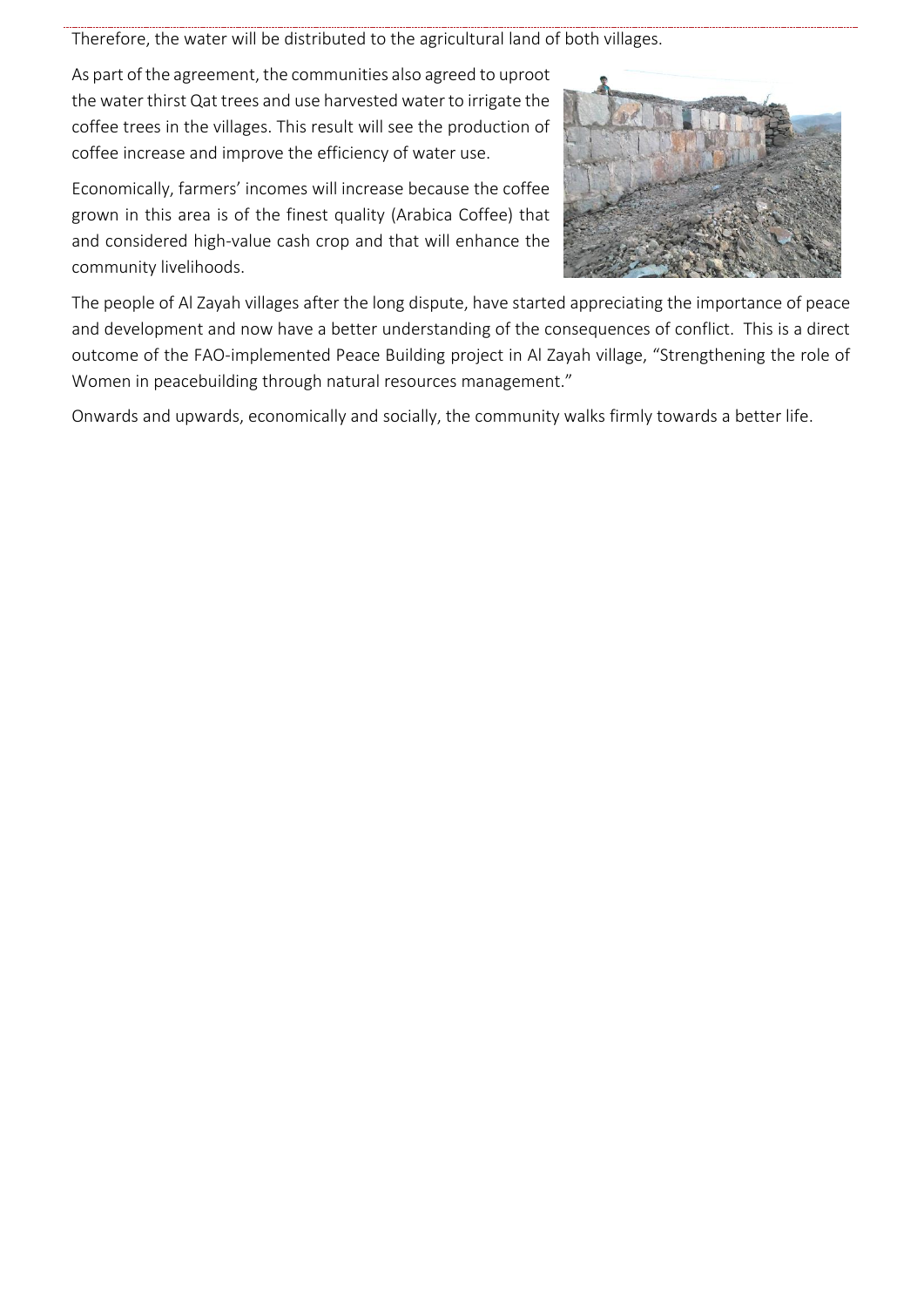Therefore, the water will be distributed to the agricultural land of both villages.

As part of the agreement, the communities also agreed to uproot the water thirst Qat trees and use harvested water to irrigate the coffee trees in the villages. This result will see the production of coffee increase and improve the efficiency of water use.

Economically, farmers' incomes will increase because the coffee grown in this area is of the finest quality (Arabica Coffee) that and considered high-value cash crop and that will enhance the community livelihoods.

The people of Al Zayah villages after the long dispute, have started appreciating the importance of peace and development and now have a better understanding of the consequences of conflict. This is a direct outcome of the FAO-implemented Peace Building project in Al Zayah village, "Strengthening the role of Women in peacebuilding through natural resources management."

Onwards and upwards, economically and socially, the community walks firmly towards a better life.